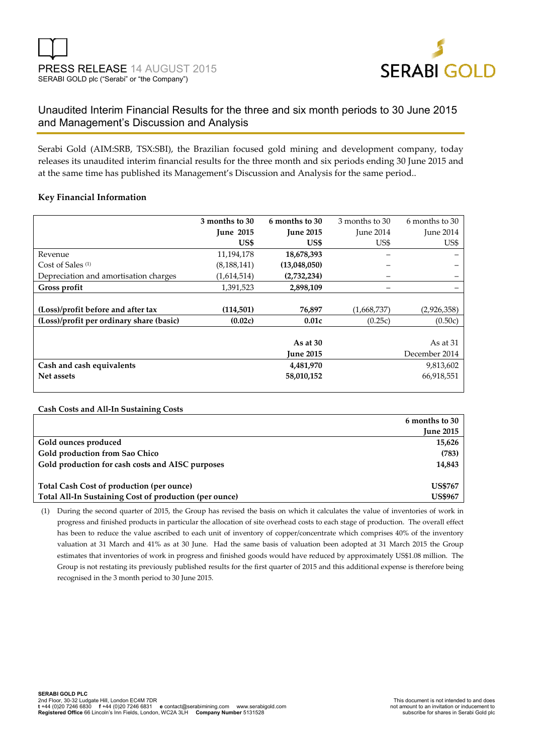PRESS RELEASE 14 AUGUST 2015
SERABI GOLD plc ("Serabi" or "the Company")

# Unaudited Interim Financial Results for the three and six month periods to 30 June 2015 and Management's Discussion and Analysis

Serabi Gold (AIM:SRB, TSX:SBI), the Brazilian focused gold mining and development company, today releases its unaudited interim financial results for the three month and six periods ending 30 June 2015 and at the same time has published its Management's Discussion and Analysis for the same period..

## Key Financial Information

| | 3 months to 30 June 2015 US$ | 6 months to 30 June 2015 US$ | 3 months to 30 June 2014 US$ | 6 months to 30 June 2014 US$ |
|---|---|---|---|---|
| Revenue | 11,194,178 | **18,678,393** | – | – |
| Cost of Sales [(1)] | (8,188,141) | **(13,048,050)** | – | – |
| Depreciation and amortisation charges | (1,614,514) | **(2,732,234)** | – | – |
| **Gross profit** | 1,391,523 | **2,898,109** | – | – |
| | | | | |
| **(Loss)/profit before and after tax** | **(114,501)** | **76,897** | (1,668,737) | (2,926,358) |
| **(Loss)/profit per ordinary share (basic)** | **(0.02c)** | **0.01c** | (0.25c) | (0.50c) |
| | | | | |
| | | **As at 30 June 2015** | | As at 31 December 2014 |
| **Cash and cash equivalents** | | **4,481,970** | | 9,813,602 |
| **Net assets** | | **58,010,152** | | 66,918,551 |

**Cash Costs and All-In Sustaining Costs**

| | 6 months to 30 June 2015 |
|---|---|
| **Gold ounces produced** | **15,626** |
| **Gold production from Sao Chico** | **(783)** |
| **Gold production for cash costs and AISC purposes** | **14,843** |
| | |
| **Total Cash Cost of production (per ounce)** | **US$767** |
| **Total All-In Sustaining Cost of production (per ounce)** | **US$967** |

(1) During the second quarter of 2015, the Group has revised the basis on which it calculates the value of inventories of work in progress and finished products in particular the allocation of site overhead costs to each stage of production. The overall effect has been to reduce the value ascribed to each unit of inventory of copper/concentrate which comprises 40% of the inventory valuation at 31 March and 41% as at 30 June. Had the same basis of valuation been adopted at 31 March 2015 the Group estimates that inventories of work in progress and finished goods would have reduced by approximately US$1.08 million. The Group is not restating its previously published results for the first quarter of 2015 and this additional expense is therefore being recognised in the 3 month period to 30 June 2015.

**SERABI GOLD PLC**
2nd Floor, 30-32 Ludgate Hill, London EC4M 7DR
**t** +44 (0)20 7246 6830 **f** +44 (0)20 7246 6831 **e** contact@serabimining.com www.serabigold.com
**Registered Office** 66 Lincoln's Inn Fields, London, WC2A 3LH **Company Number** 5131528

This document is not intended to and does not amount to an invitation or inducement to subscribe for shares in Serabi Gold plc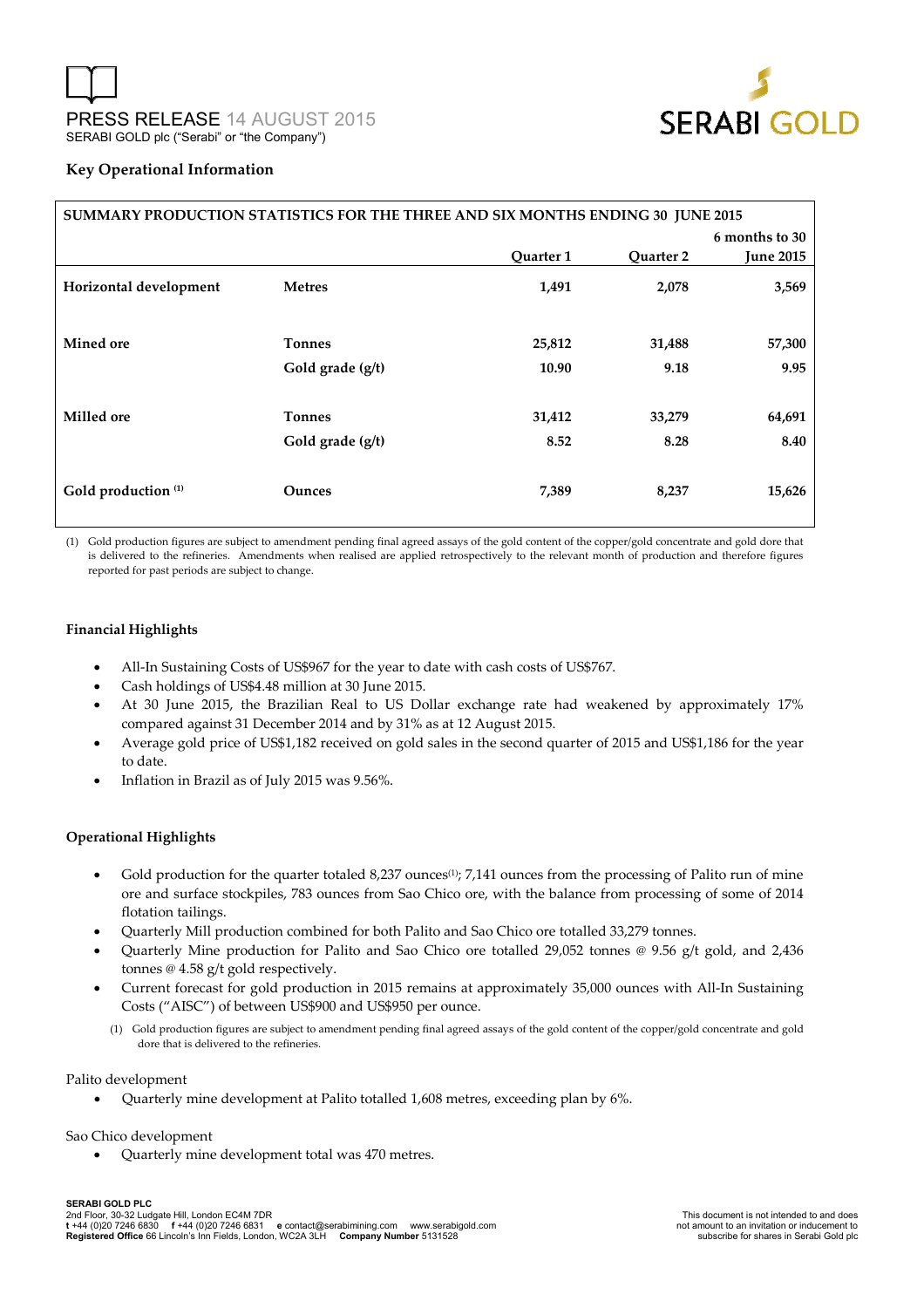PRESS RELEASE 14 AUGUST 2015
SERABI GOLD plc ("Serabi" or "the Company")

## Key Operational Information

| SUMMARY PRODUCTION STATISTICS FOR THE THREE AND SIX MONTHS ENDING 30 JUNE 2015 | | | | |
|---|---|---|---|---|
| | | Quarter 1 | Quarter 2 | 6 months to 30 June 2015 |
| **Horizontal development** | **Metres** | **1,491** | **2,078** | **3,569** |
| **Mined ore** | **Tonnes** | **25,812** | **31,488** | **57,300** |
| | **Gold grade (g/t)** | **10.90** | **9.18** | **9.95** |
| **Milled ore** | **Tonnes** | **31,412** | **33,279** | **64,691** |
| | **Gold grade (g/t)** | **8.52** | **8.28** | **8.40** |
| **Gold production (1)** | **Ounces** | **7,389** | **8,237** | **15,626** |

(1) Gold production figures are subject to amendment pending final agreed assays of the gold content of the copper/gold concentrate and gold dore that is delivered to the refineries. Amendments when realised are applied retrospectively to the relevant month of production and therefore figures reported for past periods are subject to change.

### Financial Highlights

- All-In Sustaining Costs of US$967 for the year to date with cash costs of US$767.
- Cash holdings of US$4.48 million at 30 June 2015.
- At 30 June 2015, the Brazilian Real to US Dollar exchange rate had weakened by approximately 17% compared against 31 December 2014 and by 31% as at 12 August 2015.
- Average gold price of US$1,182 received on gold sales in the second quarter of 2015 and US$1,186 for the year to date.
- Inflation in Brazil as of July 2015 was 9.56%.

### Operational Highlights

- Gold production for the quarter totaled 8,237 ounces(1); 7,141 ounces from the processing of Palito run of mine ore and surface stockpiles, 783 ounces from Sao Chico ore, with the balance from processing of some of 2014 flotation tailings.
- Quarterly Mill production combined for both Palito and Sao Chico ore totalled 33,279 tonnes.
- Quarterly Mine production for Palito and Sao Chico ore totalled 29,052 tonnes @ 9.56 g/t gold, and 2,436 tonnes @ 4.58 g/t gold respectively.
- Current forecast for gold production in 2015 remains at approximately 35,000 ounces with All-In Sustaining Costs ("AISC") of between US$900 and US$950 per ounce.

(1) Gold production figures are subject to amendment pending final agreed assays of the gold content of the copper/gold concentrate and gold dore that is delivered to the refineries.

Palito development

- Quarterly mine development at Palito totalled 1,608 metres, exceeding plan by 6%.

Sao Chico development

- Quarterly mine development total was 470 metres.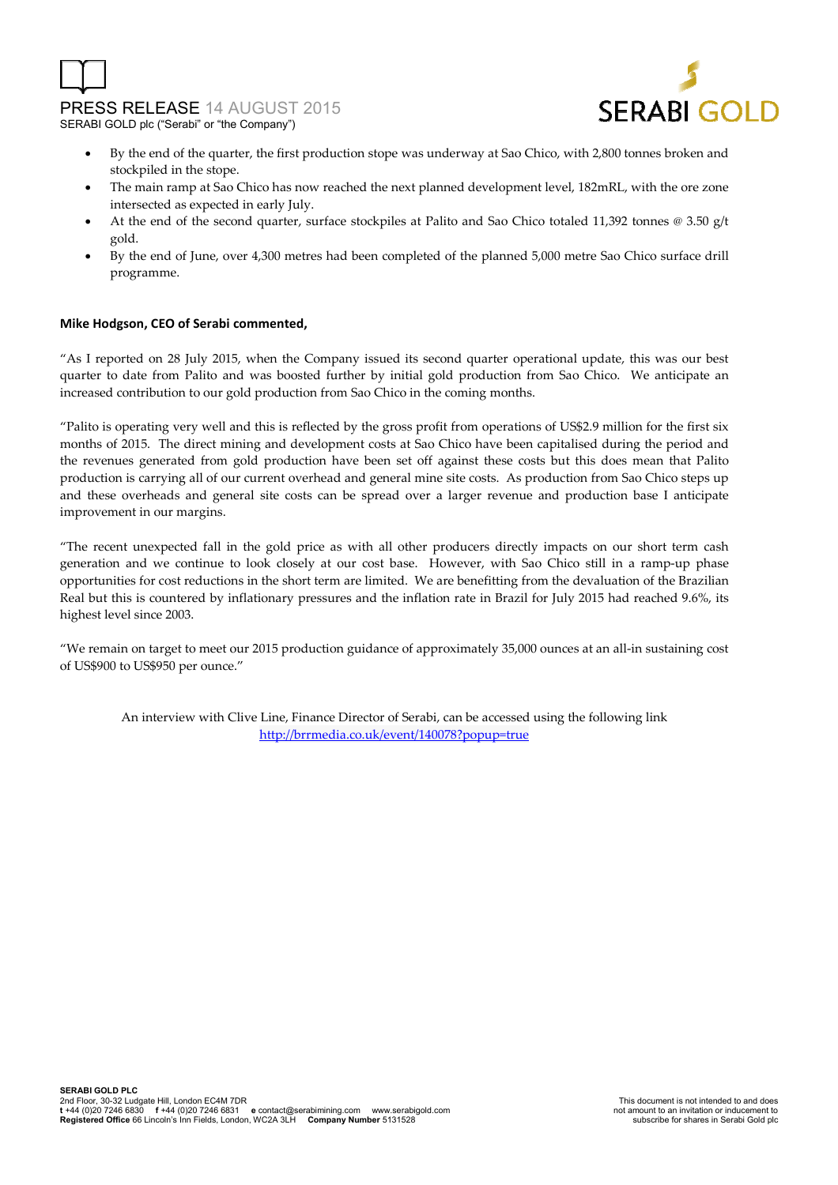- By the end of the quarter, the first production stope was underway at Sao Chico, with 2,800 tonnes broken and stockpiled in the stope.
- The main ramp at Sao Chico has now reached the next planned development level, 182mRL, with the ore zone intersected as expected in early July.
- At the end of the second quarter, surface stockpiles at Palito and Sao Chico totaled 11,392 tonnes @ 3.50 g/t gold.
- By the end of June, over 4,300 metres had been completed of the planned 5,000 metre Sao Chico surface drill programme.

**Mike Hodgson, CEO of Serabi commented,**

"As I reported on 28 July 2015, when the Company issued its second quarter operational update, this was our best quarter to date from Palito and was boosted further by initial gold production from Sao Chico. We anticipate an increased contribution to our gold production from Sao Chico in the coming months.

"Palito is operating very well and this is reflected by the gross profit from operations of US$2.9 million for the first six months of 2015. The direct mining and development costs at Sao Chico have been capitalised during the period and the revenues generated from gold production have been set off against these costs but this does mean that Palito production is carrying all of our current overhead and general mine site costs. As production from Sao Chico steps up and these overheads and general site costs can be spread over a larger revenue and production base I anticipate improvement in our margins.

"The recent unexpected fall in the gold price as with all other producers directly impacts on our short term cash generation and we continue to look closely at our cost base. However, with Sao Chico still in a ramp-up phase opportunities for cost reductions in the short term are limited. We are benefitting from the devaluation of the Brazilian Real but this is countered by inflationary pressures and the inflation rate in Brazil for July 2015 had reached 9.6%, its highest level since 2003.

"We remain on target to meet our 2015 production guidance of approximately 35,000 ounces at an all-in sustaining cost of US$900 to US$950 per ounce."

An interview with Clive Line, Finance Director of Serabi, can be accessed using the following link http://brrmedia.co.uk/event/140078?popup=true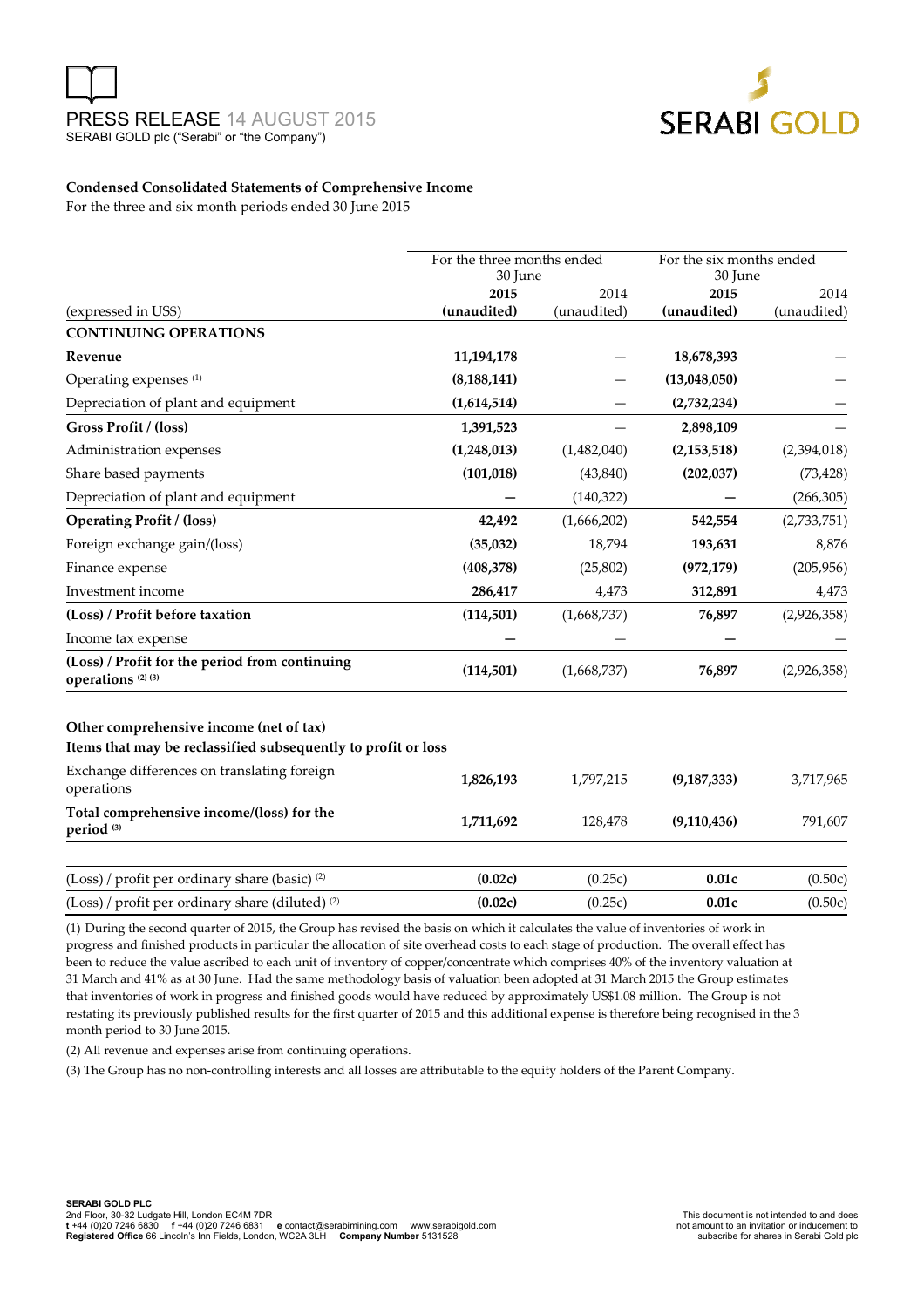PRESS RELEASE 14 AUGUST 2015
SERABI GOLD plc ("Serabi" or "the Company")

**Condensed Consolidated Statements of Comprehensive Income**
For the three and six month periods ended 30 June 2015

| (expressed in US$) | For the three months ended 30 June 2015 (unaudited) | 2014 (unaudited) | For the six months ended 30 June 2015 (unaudited) | 2014 (unaudited) |
|---|---|---|---|---|
| **CONTINUING OPERATIONS** | | | | |
| **Revenue** | **11,194,178** | — | **18,678,393** | — |
| Operating expenses (1) | **(8,188,141)** | — | **(13,048,050)** | — |
| Depreciation of plant and equipment | **(1,614,514)** | — | **(2,732,234)** | — |
| **Gross Profit / (loss)** | **1,391,523** | — | **2,898,109** | — |
| Administration expenses | **(1,248,013)** | (1,482,040) | **(2,153,518)** | (2,394,018) |
| Share based payments | **(101,018)** | (43,840) | **(202,037)** | (73,428) |
| Depreciation of plant and equipment | **—** | (140,322) | **—** | (266,305) |
| **Operating Profit / (loss)** | **42,492** | (1,666,202) | **542,554** | (2,733,751) |
| Foreign exchange gain/(loss) | **(35,032)** | 18,794 | **193,631** | 8,876 |
| Finance expense | **(408,378)** | (25,802) | **(972,179)** | (205,956) |
| Investment income | **286,417** | 4,473 | **312,891** | 4,473 |
| **(Loss) / Profit before taxation** | **(114,501)** | (1,668,737) | **76,897** | (2,926,358) |
| Income tax expense | **—** | — | **—** | — |
| **(Loss) / Profit for the period from continuing operations (2) (3)** | **(114,501)** | (1,668,737) | **76,897** | (2,926,358) |
| | | | | |
| **Other comprehensive income (net of tax)** | | | | |
| **Items that may be reclassified subsequently to profit or loss** | | | | |
| Exchange differences on translating foreign operations | **1,826,193** | 1,797,215 | **(9,187,333)** | 3,717,965 |
| **Total comprehensive income/(loss) for the period (3)** | **1,711,692** | 128,478 | **(9,110,436)** | 791,607 |
| | | | | |
| (Loss) / profit per ordinary share (basic) (2) | **(0.02c)** | (0.25c) | **0.01c** | (0.50c) |
| (Loss) / profit per ordinary share (diluted) (2) | **(0.02c)** | (0.25c) | **0.01c** | (0.50c) |

(1) During the second quarter of 2015, the Group has revised the basis on which it calculates the value of inventories of work in progress and finished products in particular the allocation of site overhead costs to each stage of production. The overall effect has been to reduce the value ascribed to each unit of inventory of copper/concentrate which comprises 40% of the inventory valuation at 31 March and 41% as at 30 June. Had the same methodology basis of valuation been adopted at 31 March 2015 the Group estimates that inventories of work in progress and finished goods would have reduced by approximately US$1.08 million. The Group is not restating its previously published results for the first quarter of 2015 and this additional expense is therefore being recognised in the 3 month period to 30 June 2015.

(2) All revenue and expenses arise from continuing operations.

(3) The Group has no non-controlling interests and all losses are attributable to the equity holders of the Parent Company.

**SERABI GOLD PLC**
2nd Floor, 30-32 Ludgate Hill, London EC4M 7DR
**t** +44 (0)20 7246 6830 **f** +44 (0)20 7246 6831 **e** contact@serabimining.com www.serabigold.com
**Registered Office** 66 Lincoln's Inn Fields, London, WC2A 3LH **Company Number** 5131528

This document is not intended to and does not amount to an invitation or inducement to subscribe for shares in Serabi Gold plc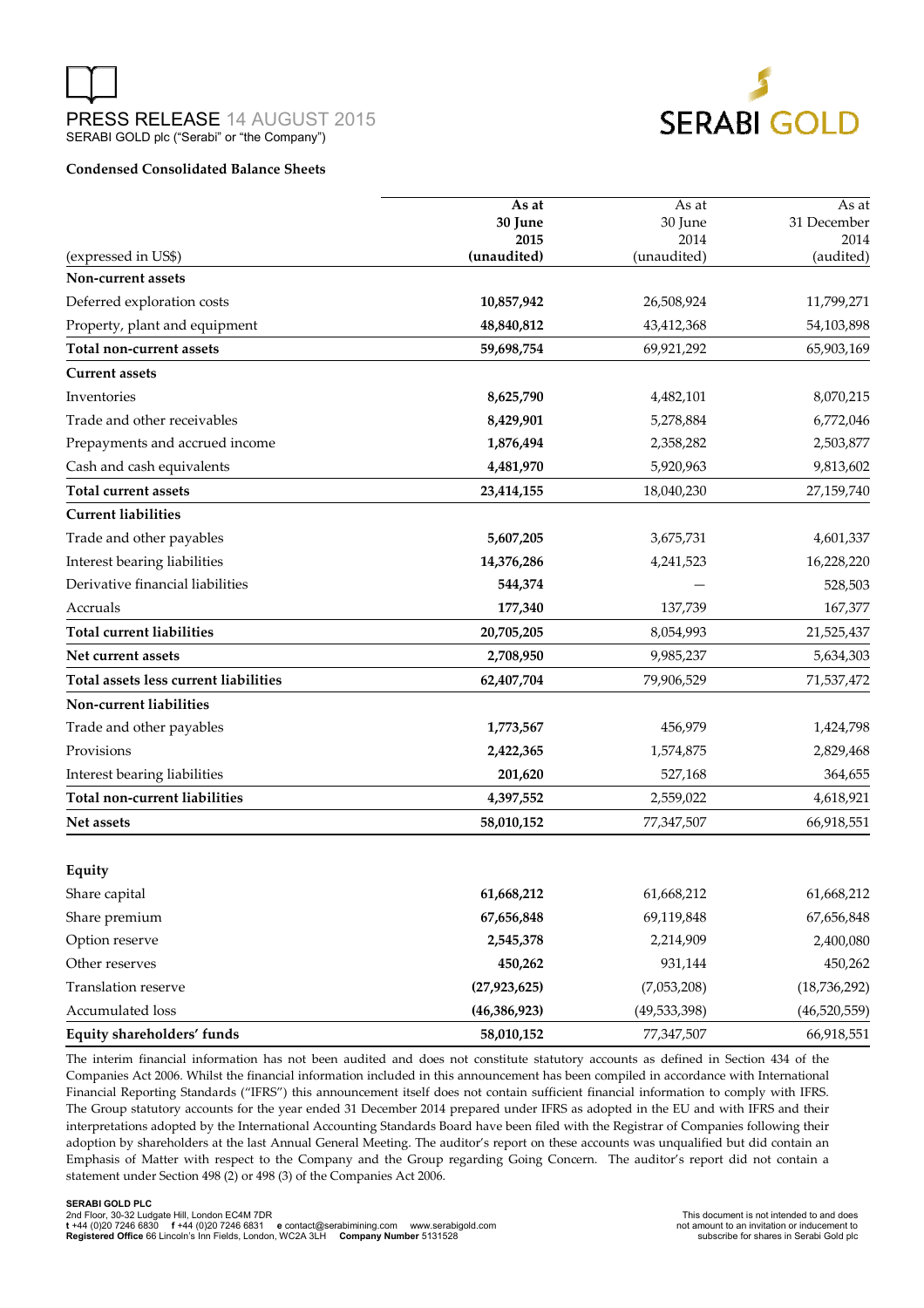PRESS RELEASE 14 AUGUST 2015
SERABI GOLD plc ("Serabi" or "the Company")

**Condensed Consolidated Balance Sheets**

| (expressed in US$) | As at 30 June 2015 (unaudited) | As at 30 June 2014 (unaudited) | As at 31 December 2014 (audited) |
|---|---|---|---|
| **Non-current assets** | | | |
| Deferred exploration costs | **10,857,942** | 26,508,924 | 11,799,271 |
| Property, plant and equipment | **48,840,812** | 43,412,368 | 54,103,898 |
| **Total non-current assets** | **59,698,754** | 69,921,292 | 65,903,169 |
| **Current assets** | | | |
| Inventories | **8,625,790** | 4,482,101 | 8,070,215 |
| Trade and other receivables | **8,429,901** | 5,278,884 | 6,772,046 |
| Prepayments and accrued income | **1,876,494** | 2,358,282 | 2,503,877 |
| Cash and cash equivalents | **4,481,970** | 5,920,963 | 9,813,602 |
| **Total current assets** | **23,414,155** | 18,040,230 | 27,159,740 |
| **Current liabilities** | | | |
| Trade and other payables | **5,607,205** | 3,675,731 | 4,601,337 |
| Interest bearing liabilities | **14,376,286** | 4,241,523 | 16,228,220 |
| Derivative financial liabilities | **544,374** | — | 528,503 |
| Accruals | **177,340** | 137,739 | 167,377 |
| **Total current liabilities** | **20,705,205** | 8,054,993 | 21,525,437 |
| **Net current assets** | **2,708,950** | 9,985,237 | 5,634,303 |
| **Total assets less current liabilities** | **62,407,704** | 79,906,529 | 71,537,472 |
| **Non-current liabilities** | | | |
| Trade and other payables | **1,773,567** | 456,979 | 1,424,798 |
| Provisions | **2,422,365** | 1,574,875 | 2,829,468 |
| Interest bearing liabilities | **201,620** | 527,168 | 364,655 |
| **Total non-current liabilities** | **4,397,552** | 2,559,022 | 4,618,921 |
| **Net assets** | **58,010,152** | 77,347,507 | 66,918,551 |
| | | | |
| **Equity** | | | |
| Share capital | **61,668,212** | 61,668,212 | 61,668,212 |
| Share premium | **67,656,848** | 69,119,848 | 67,656,848 |
| Option reserve | **2,545,378** | 2,214,909 | 2,400,080 |
| Other reserves | **450,262** | 931,144 | 450,262 |
| Translation reserve | **(27,923,625)** | (7,053,208) | (18,736,292) |
| Accumulated loss | **(46,386,923)** | (49,533,398) | (46,520,559) |
| **Equity shareholders' funds** | **58,010,152** | 77,347,507 | 66,918,551 |

The interim financial information has not been audited and does not constitute statutory accounts as defined in Section 434 of the Companies Act 2006. Whilst the financial information included in this announcement has been compiled in accordance with International Financial Reporting Standards ("IFRS") this announcement itself does not contain sufficient financial information to comply with IFRS. The Group statutory accounts for the year ended 31 December 2014 prepared under IFRS as adopted in the EU and with IFRS and their interpretations adopted by the International Accounting Standards Board have been filed with the Registrar of Companies following their adoption by shareholders at the last Annual General Meeting. The auditor's report on these accounts was unqualified but did contain an Emphasis of Matter with respect to the Company and the Group regarding Going Concern. The auditor's report did not contain a statement under Section 498 (2) or 498 (3) of the Companies Act 2006.

**SERABI GOLD PLC**
2nd Floor, 30-32 Ludgate Hill, London EC4M 7DR
**t** +44 (0)20 7246 6830 **f** +44 (0)20 7246 6831 **e** contact@serabimining.com www.serabigold.com
**Registered Office** 66 Lincoln's Inn Fields, London, WC2A 3LH **Company Number** 5131528

This document is not intended to and does not amount to an invitation or inducement to subscribe for shares in Serabi Gold plc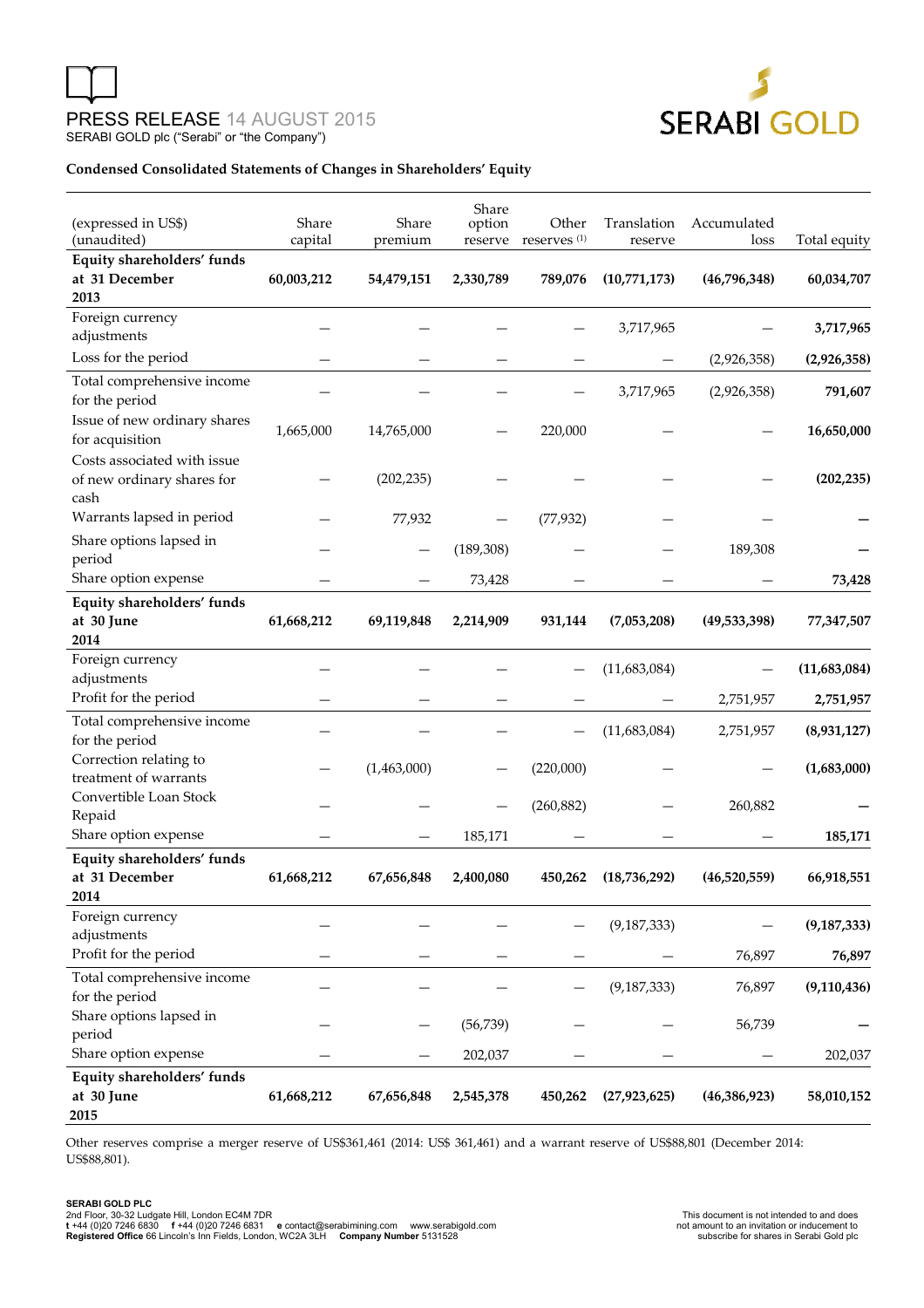PRESS RELEASE 14 AUGUST 2015
SERABI GOLD plc ("Serabi" or "the Company")

**Condensed Consolidated Statements of Changes in Shareholders' Equity**

| (expressed in US$) (unaudited) | Share capital | Share premium | Share option reserve | Other reserves [1] | Translation reserve | Accumulated loss | Total equity |
|---|---|---|---|---|---|---|---|
| **Equity shareholders' funds at 31 December 2013** | **60,003,212** | **54,479,151** | **2,330,789** | **789,076** | **(10,771,173)** | **(46,796,348)** | **60,034,707** |
| Foreign currency adjustments | – | – | – | – | 3,717,965 | – | **3,717,965** |
| Loss for the period | – | – | – | – | – | (2,926,358) | **(2,926,358)** |
| Total comprehensive income for the period | – | – | – | – | 3,717,965 | (2,926,358) | **791,607** |
| Issue of new ordinary shares for acquisition | 1,665,000 | 14,765,000 | – | 220,000 | – | – | **16,650,000** |
| Costs associated with issue of new ordinary shares for cash | – | (202,235) | – | – | – | – | **(202,235)** |
| Warrants lapsed in period | – | 77,932 | – | (77,932) | – | – | **–** |
| Share options lapsed in period | – | – | (189,308) | – | – | 189,308 | **–** |
| Share option expense | – | – | 73,428 | – | – | – | **73,428** |
| **Equity shareholders' funds at 30 June 2014** | **61,668,212** | **69,119,848** | **2,214,909** | **931,144** | **(7,053,208)** | **(49,533,398)** | **77,347,507** |
| Foreign currency adjustments | – | – | – | – | (11,683,084) | – | **(11,683,084)** |
| Profit for the period | – | – | – | – | – | 2,751,957 | **2,751,957** |
| Total comprehensive income for the period | – | – | – | – | (11,683,084) | 2,751,957 | **(8,931,127)** |
| Correction relating to treatment of warrants | – | (1,463,000) | – | (220,000) | – | – | **(1,683,000)** |
| Convertible Loan Stock Repaid | – | – | – | (260,882) | – | 260,882 | **–** |
| Share option expense | – | – | 185,171 | – | – | – | **185,171** |
| **Equity shareholders' funds at 31 December 2014** | **61,668,212** | **67,656,848** | **2,400,080** | **450,262** | **(18,736,292)** | **(46,520,559)** | **66,918,551** |
| Foreign currency adjustments | – | – | – | – | (9,187,333) | – | **(9,187,333)** |
| Profit for the period | – | – | – | – | – | 76,897 | **76,897** |
| Total comprehensive income for the period | – | – | – | – | (9,187,333) | 76,897 | **(9,110,436)** |
| Share options lapsed in period | – | – | (56,739) | – | – | 56,739 | **–** |
| Share option expense | – | – | 202,037 | – | – | – | 202,037 |
| **Equity shareholders' funds at 30 June 2015** | **61,668,212** | **67,656,848** | **2,545,378** | **450,262** | **(27,923,625)** | **(46,386,923)** | **58,010,152** |

Other reserves comprise a merger reserve of US$361,461 (2014: US$ 361,461) and a warrant reserve of US$88,801 (December 2014: US$88,801).

**SERABI GOLD PLC**
2nd Floor, 30-32 Ludgate Hill, London EC4M 7DR
**t** +44 (0)20 7246 6830 **f** +44 (0)20 7246 6831 **e** contact@serabimining.com www.serabigold.com
**Registered Office** 66 Lincoln's Inn Fields, London, WC2A 3LH **Company Number** 5131528

This document is not intended to and does not amount to an invitation or inducement to subscribe for shares in Serabi Gold plc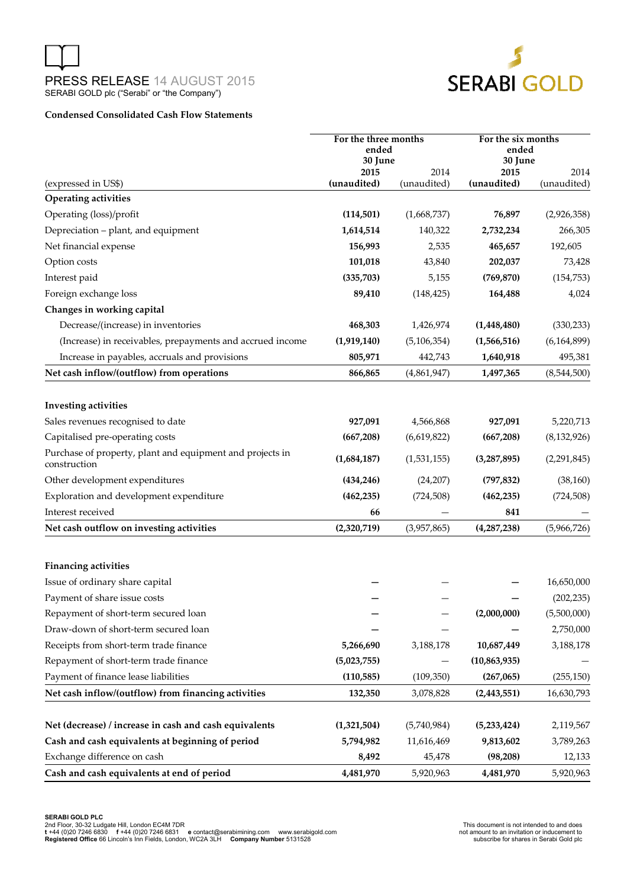### Condensed Consolidated Cash Flow Statements

| (expressed in US$) | For the three months ended 30 June 2015 (unaudited) | 2014 (unaudited) | For the six months ended 30 June 2015 (unaudited) | 2014 (unaudited) |
|---|---|---|---|---|
| **Operating activities** | | | | |
| Operating (loss)/profit | **(114,501)** | (1,668,737) | **76,897** | (2,926,358) |
| Depreciation – plant, and equipment | **1,614,514** | 140,322 | **2,732,234** | 266,305 |
| Net financial expense | **156,993** | 2,535 | **465,657** | 192,605 |
| Option costs | **101,018** | 43,840 | **202,037** | 73,428 |
| Interest paid | **(335,703)** | 5,155 | **(769,870)** | (154,753) |
| Foreign exchange loss | **89,410** | (148,425) | **164,488** | 4,024 |
| **Changes in working capital** | | | | |
| Decrease/(increase) in inventories | **468,303** | 1,426,974 | **(1,448,480)** | (330,233) |
| (Increase) in receivables, prepayments and accrued income | **(1,919,140)** | (5,106,354) | **(1,566,516)** | (6,164,899) |
| Increase in payables, accruals and provisions | **805,971** | 442,743 | **1,640,918** | 495,381 |
| **Net cash inflow/(outflow) from operations** | **866,865** | (4,861,947) | **1,497,365** | (8,544,500) |
| | | | | |
| **Investing activities** | | | | |
| Sales revenues recognised to date | **927,091** | 4,566,868 | **927,091** | 5,220,713 |
| Capitalised pre-operating costs | **(667,208)** | (6,619,822) | **(667,208)** | (8,132,926) |
| Purchase of property, plant and equipment and projects in construction | **(1,684,187)** | (1,531,155) | **(3,287,895)** | (2,291,845) |
| Other development expenditures | **(434,246)** | (24,207) | **(797,832)** | (38,160) |
| Exploration and development expenditure | **(462,235)** | (724,508) | **(462,235)** | (724,508) |
| Interest received | **66** | — | **841** | — |
| **Net cash outflow on investing activities** | **(2,320,719)** | (3,957,865) | **(4,287,238)** | (5,966,726) |
| | | | | |
| **Financing activities** | | | | |
| Issue of ordinary share capital | **—** | — | **—** | 16,650,000 |
| Payment of share issue costs | **—** | — | **—** | (202,235) |
| Repayment of short-term secured loan | **—** | — | **(2,000,000)** | (5,500,000) |
| Draw-down of short-term secured loan | **—** | — | **—** | 2,750,000 |
| Receipts from short-term trade finance | **5,266,690** | 3,188,178 | **10,687,449** | 3,188,178 |
| Repayment of short-term trade finance | **(5,023,755)** | — | **(10,863,935)** | — |
| Payment of finance lease liabilities | **(110,585)** | (109,350) | **(267,065)** | (255,150) |
| **Net cash inflow/(outflow) from financing activities** | **132,350** | 3,078,828 | **(2,443,551)** | 16,630,793 |
| | | | | |
| **Net (decrease) / increase in cash and cash equivalents** | **(1,321,504)** | (5,740,984) | **(5,233,424)** | 2,119,567 |
| **Cash and cash equivalents at beginning of period** | **5,794,982** | 11,616,469 | **9,813,602** | 3,789,263 |
| Exchange difference on cash | **8,492** | 45,478 | **(98,208)** | 12,133 |
| **Cash and cash equivalents at end of period** | **4,481,970** | 5,920,963 | **4,481,970** | 5,920,963 |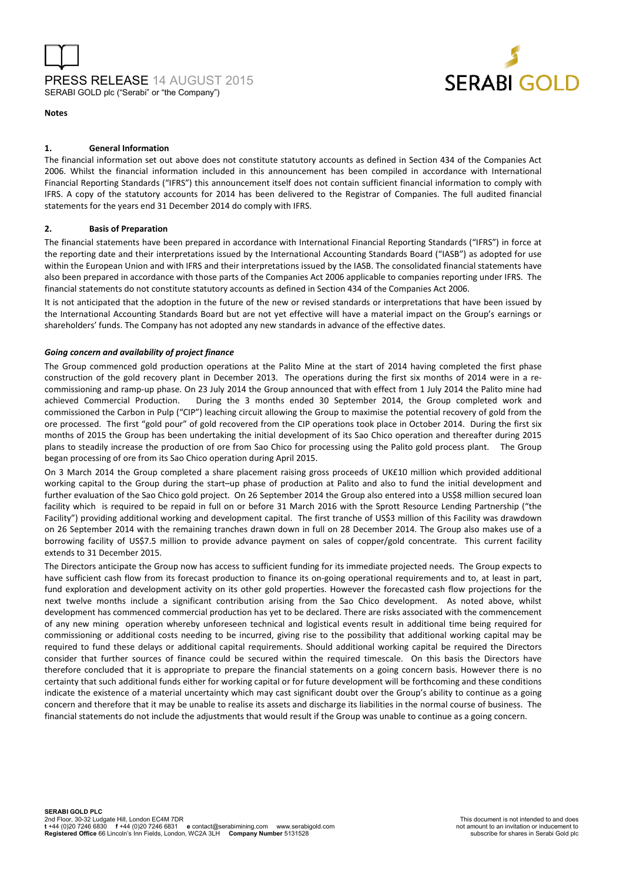**Notes**

### 1. General Information

The financial information set out above does not constitute statutory accounts as defined in Section 434 of the Companies Act 2006. Whilst the financial information included in this announcement has been compiled in accordance with International Financial Reporting Standards ("IFRS") this announcement itself does not contain sufficient financial information to comply with IFRS. A copy of the statutory accounts for 2014 has been delivered to the Registrar of Companies. The full audited financial statements for the years end 31 December 2014 do comply with IFRS.

### 2. Basis of Preparation

The financial statements have been prepared in accordance with International Financial Reporting Standards ("IFRS") in force at the reporting date and their interpretations issued by the International Accounting Standards Board ("IASB") as adopted for use within the European Union and with IFRS and their interpretations issued by the IASB. The consolidated financial statements have also been prepared in accordance with those parts of the Companies Act 2006 applicable to companies reporting under IFRS. The financial statements do not constitute statutory accounts as defined in Section 434 of the Companies Act 2006.

It is not anticipated that the adoption in the future of the new or revised standards or interpretations that have been issued by the International Accounting Standards Board but are not yet effective will have a material impact on the Group's earnings or shareholders' funds. The Company has not adopted any new standards in advance of the effective dates.

***Going concern and availability of project finance***

The Group commenced gold production operations at the Palito Mine at the start of 2014 having completed the first phase construction of the gold recovery plant in December 2013. The operations during the first six months of 2014 were in a re-commissioning and ramp-up phase. On 23 July 2014 the Group announced that with effect from 1 July 2014 the Palito mine had achieved Commercial Production. During the 3 months ended 30 September 2014, the Group completed work and commissioned the Carbon in Pulp ("CIP") leaching circuit allowing the Group to maximise the potential recovery of gold from the ore processed. The first "gold pour" of gold recovered from the CIP operations took place in October 2014. During the first six months of 2015 the Group has been undertaking the initial development of its Sao Chico operation and thereafter during 2015 plans to steadily increase the production of ore from Sao Chico for processing using the Palito gold process plant. The Group began processing of ore from its Sao Chico operation during April 2015.

On 3 March 2014 the Group completed a share placement raising gross proceeds of UK£10 million which provided additional working capital to the Group during the start–up phase of production at Palito and also to fund the initial development and further evaluation of the Sao Chico gold project. On 26 September 2014 the Group also entered into a US$8 million secured loan facility which is required to be repaid in full on or before 31 March 2016 with the Sprott Resource Lending Partnership ("the Facility") providing additional working and development capital. The first tranche of US$3 million of this Facility was drawdown on 26 September 2014 with the remaining tranches drawn down in full on 28 December 2014. The Group also makes use of a borrowing facility of US$7.5 million to provide advance payment on sales of copper/gold concentrate. This current facility extends to 31 December 2015.

The Directors anticipate the Group now has access to sufficient funding for its immediate projected needs. The Group expects to have sufficient cash flow from its forecast production to finance its on-going operational requirements and to, at least in part, fund exploration and development activity on its other gold properties. However the forecasted cash flow projections for the next twelve months include a significant contribution arising from the Sao Chico development. As noted above, whilst development has commenced commercial production has yet to be declared. There are risks associated with the commencement of any new mining operation whereby unforeseen technical and logistical events result in additional time being required for commissioning or additional costs needing to be incurred, giving rise to the possibility that additional working capital may be required to fund these delays or additional capital requirements. Should additional working capital be required the Directors consider that further sources of finance could be secured within the required timescale. On this basis the Directors have therefore concluded that it is appropriate to prepare the financial statements on a going concern basis. However there is no certainty that such additional funds either for working capital or for future development will be forthcoming and these conditions indicate the existence of a material uncertainty which may cast significant doubt over the Group's ability to continue as a going concern and therefore that it may be unable to realise its assets and discharge its liabilities in the normal course of business. The financial statements do not include the adjustments that would result if the Group was unable to continue as a going concern.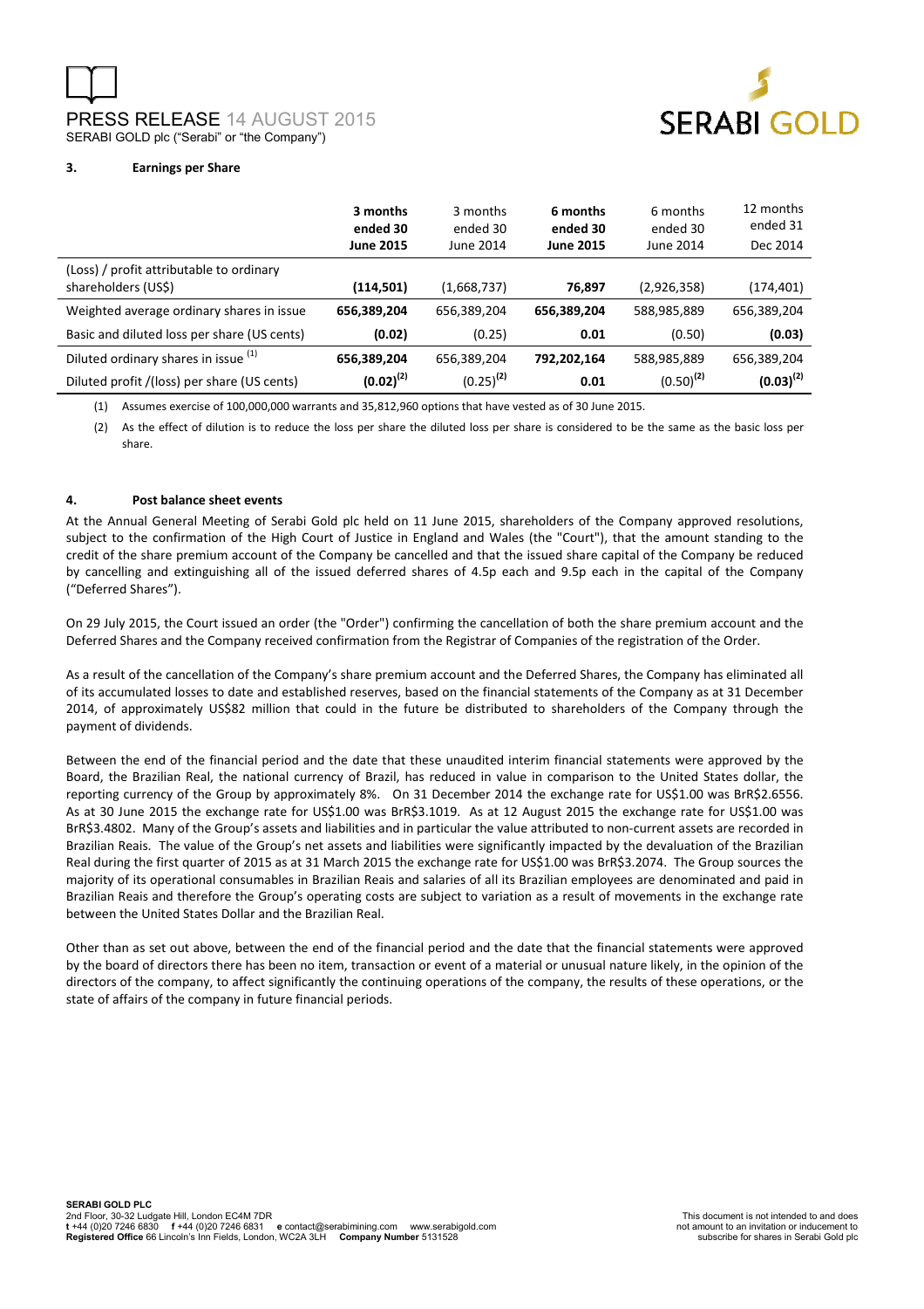### 3. Earnings per Share

| | **3 months ended 30 June 2015** | 3 months ended 30 June 2014 | **6 months ended 30 June 2015** | 6 months ended 30 June 2014 | 12 months ended 31 Dec 2014 |
|---|---|---|---|---|---|
| (Loss) / profit attributable to ordinary shareholders (US$) | **(114,501)** | (1,668,737) | **76,897** | (2,926,358) | (174,401) |
| Weighted average ordinary shares in issue | **656,389,204** | 656,389,204 | **656,389,204** | 588,985,889 | 656,389,204 |
| Basic and diluted loss per share (US cents) | **(0.02)** | (0.25) | **0.01** | (0.50) | **(0.03)** |
| Diluted ordinary shares in issue [(1)] | **656,389,204** | 656,389,204 | **792,202,164** | 588,985,889 | 656,389,204 |
| Diluted profit /(loss) per share (US cents) | **(0.02)[(2)]** | (0.25)[(2)] | **0.01** | (0.50)[(2)] | **(0.03)[(2)]** |

(1) Assumes exercise of 100,000,000 warrants and 35,812,960 options that have vested as of 30 June 2015.

(2) As the effect of dilution is to reduce the loss per share the diluted loss per share is considered to be the same as the basic loss per share.

### 4. Post balance sheet events

At the Annual General Meeting of Serabi Gold plc held on 11 June 2015, shareholders of the Company approved resolutions, subject to the confirmation of the High Court of Justice in England and Wales (the "Court"), that the amount standing to the credit of the share premium account of the Company be cancelled and that the issued share capital of the Company be reduced by cancelling and extinguishing all of the issued deferred shares of 4.5p each and 9.5p each in the capital of the Company ("Deferred Shares").

On 29 July 2015, the Court issued an order (the "Order") confirming the cancellation of both the share premium account and the Deferred Shares and the Company received confirmation from the Registrar of Companies of the registration of the Order.

As a result of the cancellation of the Company's share premium account and the Deferred Shares, the Company has eliminated all of its accumulated losses to date and established reserves, based on the financial statements of the Company as at 31 December 2014, of approximately US$82 million that could in the future be distributed to shareholders of the Company through the payment of dividends.

Between the end of the financial period and the date that these unaudited interim financial statements were approved by the Board, the Brazilian Real, the national currency of Brazil, has reduced in value in comparison to the United States dollar, the reporting currency of the Group by approximately 8%. On 31 December 2014 the exchange rate for US$1.00 was BrR$2.6556. As at 30 June 2015 the exchange rate for US$1.00 was BrR$3.1019. As at 12 August 2015 the exchange rate for US$1.00 was BrR$3.4802. Many of the Group's assets and liabilities and in particular the value attributed to non-current assets are recorded in Brazilian Reais. The value of the Group's net assets and liabilities were significantly impacted by the devaluation of the Brazilian Real during the first quarter of 2015 as at 31 March 2015 the exchange rate for US$1.00 was BrR$3.2074. The Group sources the majority of its operational consumables in Brazilian Reais and salaries of all its Brazilian employees are denominated and paid in Brazilian Reais and therefore the Group's operating costs are subject to variation as a result of movements in the exchange rate between the United States Dollar and the Brazilian Real.

Other than as set out above, between the end of the financial period and the date that the financial statements were approved by the board of directors there has been no item, transaction or event of a material or unusual nature likely, in the opinion of the directors of the company, to affect significantly the continuing operations of the company, the results of these operations, or the state of affairs of the company in future financial periods.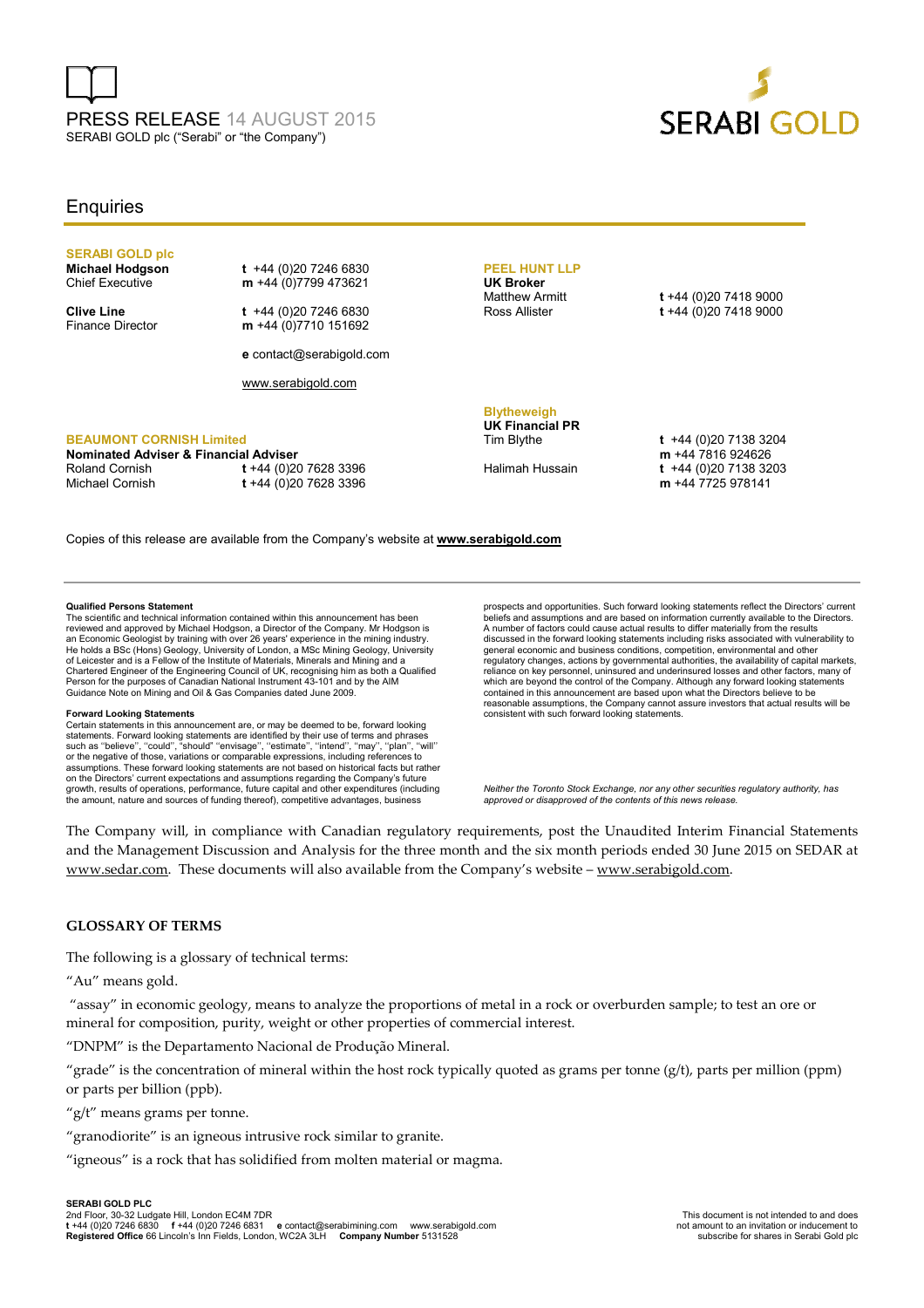PRESS RELEASE 14 AUGUST 2015
SERABI GOLD plc ("Serabi" or "the Company")

## Enquiries

**SERABI GOLD plc**

| | | |
|---|---|---|
| **Michael Hodgson** Chief Executive | **t** +44 (0)20 7246 6830 | **m** +44 (0)7799 473621 |
| **Clive Line** Finance Director | **t** +44 (0)20 7246 6830 | **m** +44 (0)7710 151692 |

**e** contact@serabigold.com

www.serabigold.com

**BEAUMONT CORNISH Limited**
**Nominated Adviser & Financial Adviser**

| | |
|---|---|
| Roland Cornish | **t** +44 (0)20 7628 3396 |
| Michael Cornish | **t** +44 (0)20 7628 3396 |

**PEEL HUNT LLP**
**UK Broker**

| | |
|---|---|
| Matthew Armitt | **t** +44 (0)20 7418 9000 |
| Ross Allister | **t** +44 (0)20 7418 9000 |

**Blytheweigh**
**UK Financial PR**

| | | |
|---|---|---|
| Tim Blythe | **t** +44 (0)20 7138 3204 | **m** +44 7816 924626 |
| Halimah Hussain | **t** +44 (0)20 7138 3203 | **m** +44 7725 978141 |

Copies of this release are available from the Company's website at **www.serabigold.com**

**Qualified Persons Statement**
The scientific and technical information contained within this announcement has been reviewed and approved by Michael Hodgson, a Director of the Company. Mr Hodgson is an Economic Geologist by training with over 26 years' experience in the mining industry. He holds a BSc (Hons) Geology, University of London, a MSc Mining Geology, University of Leicester and is a Fellow of the Institute of Materials, Minerals and Mining and a Chartered Engineer of the Engineering Council of UK, recognising him as both a Qualified Person for the purposes of Canadian National Instrument 43-101 and by the AIM Guidance Note on Mining and Oil & Gas Companies dated June 2009.

**Forward Looking Statements**
Certain statements in this announcement are, or may be deemed to be, forward looking statements. Forward looking statements are identified by their use of terms and phrases such as ''believe'', ''could'', "should" ''envisage'', ''estimate'', ''intend'', ''may'', ''plan'', ''will'' or the negative of those, variations or comparable expressions, including references to assumptions. These forward looking statements are not based on historical facts but rather on the Directors' current expectations and assumptions regarding the Company's future growth, results of operations, performance, future capital and other expenditures (including the amount, nature and sources of funding thereof), competitive advantages, business prospects and opportunities. Such forward looking statements reflect the Directors' current beliefs and assumptions and are based on information currently available to the Directors. A number of factors could cause actual results to differ materially from the results discussed in the forward looking statements including risks associated with vulnerability to general economic and business conditions, competition, environmental and other regulatory changes, actions by governmental authorities, the availability of capital markets, reliance on key personnel, uninsured and underinsured losses and other factors, many of which are beyond the control of the Company. Although any forward looking statements contained in this announcement are based upon what the Directors believe to be reasonable assumptions, the Company cannot assure investors that actual results will be consistent with such forward looking statements.

*Neither the Toronto Stock Exchange, nor any other securities regulatory authority, has approved or disapproved of the contents of this news release.*

The Company will, in compliance with Canadian regulatory requirements, post the Unaudited Interim Financial Statements and the Management Discussion and Analysis for the three month and the six month periods ended 30 June 2015 on SEDAR at www.sedar.com. These documents will also available from the Company's website – www.serabigold.com.

### GLOSSARY OF TERMS

The following is a glossary of technical terms:

"Au" means gold.

"assay" in economic geology, means to analyze the proportions of metal in a rock or overburden sample; to test an ore or mineral for composition, purity, weight or other properties of commercial interest.

"DNPM" is the Departamento Nacional de Produção Mineral.

"grade" is the concentration of mineral within the host rock typically quoted as grams per tonne (g/t), parts per million (ppm) or parts per billion (ppb).

"g/t" means grams per tonne.

"granodiorite" is an igneous intrusive rock similar to granite.

"igneous" is a rock that has solidified from molten material or magma.

**SERABI GOLD PLC**
2nd Floor, 30-32 Ludgate Hill, London EC4M 7DR
**t** +44 (0)20 7246 6830 **f** +44 (0)20 7246 6831 **e** contact@serabimining.com www.serabigold.com
**Registered Office** 66 Lincoln's Inn Fields, London, WC2A 3LH **Company Number** 5131528

This document is not intended to and does not amount to an invitation or inducement to subscribe for shares in Serabi Gold plc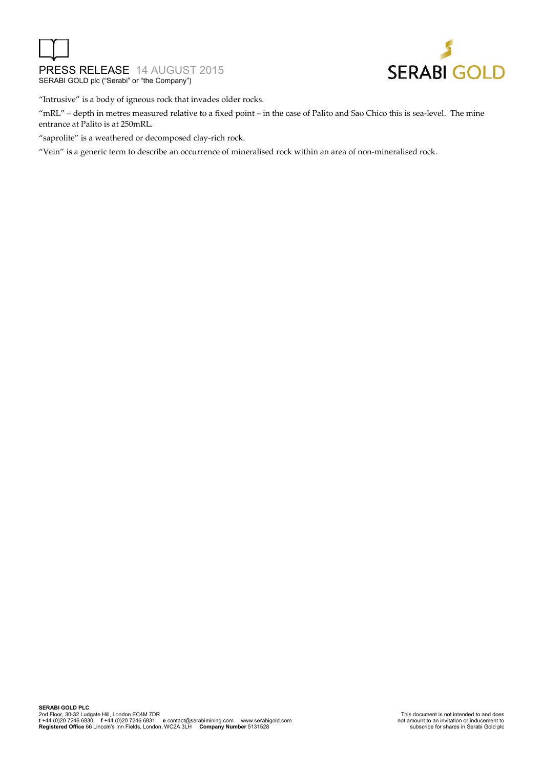"Intrusive" is a body of igneous rock that invades older rocks.

"mRL" – depth in metres measured relative to a fixed point – in the case of Palito and Sao Chico this is sea-level. The mine entrance at Palito is at 250mRL.

"saprolite" is a weathered or decomposed clay-rich rock.

"Vein" is a generic term to describe an occurrence of mineralised rock within an area of non-mineralised rock.